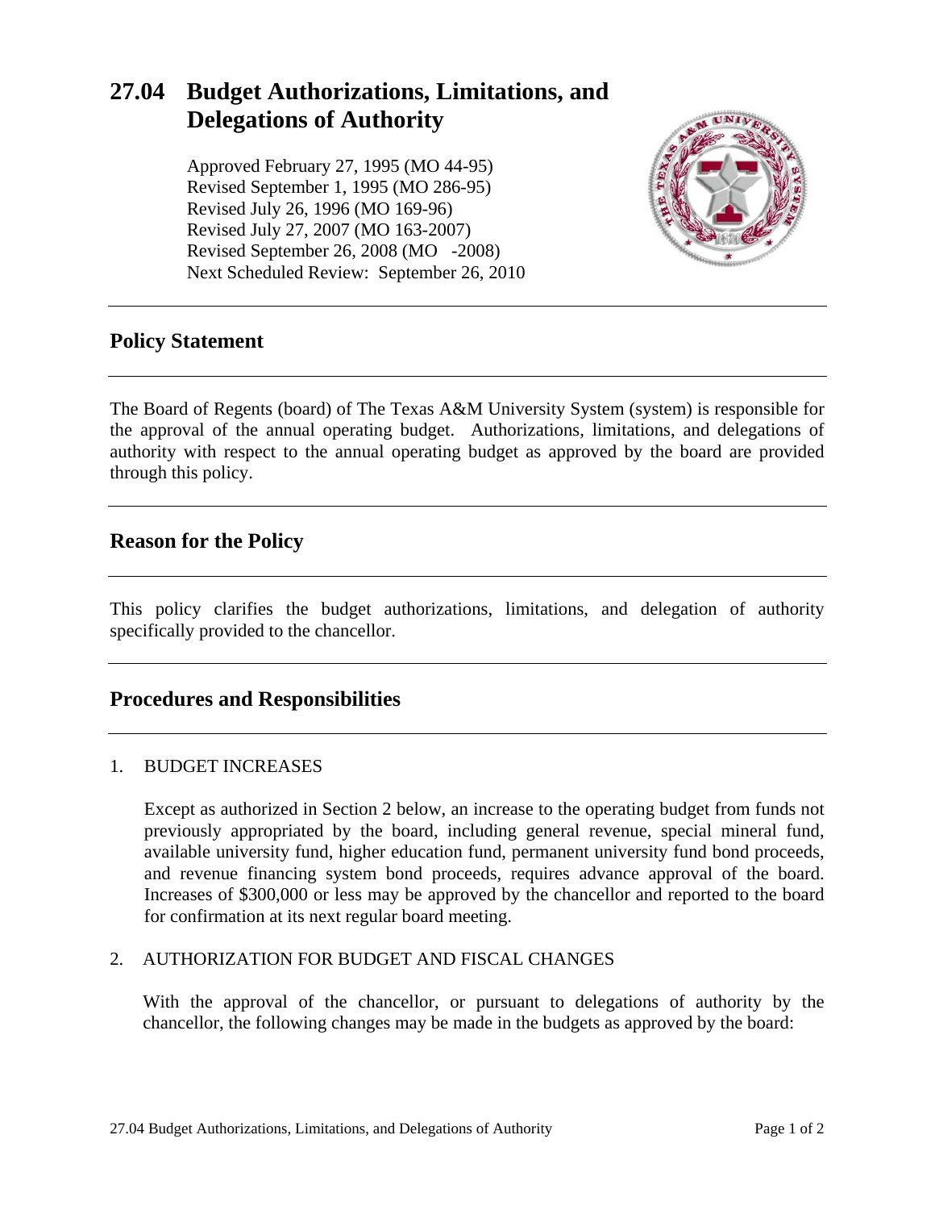# 27.04 Budget Authorizations, Limitations, and Delegations of Authority

Approved February 27, 1995 (MO 44-95)
Revised September 1, 1995 (MO 286-95)
Revised July 26, 1996 (MO 169-96)
Revised July 27, 2007 (MO 163-2007)
Revised September 26, 2008 (MO -2008)
Next Scheduled Review: September 26, 2010

## Policy Statement

The Board of Regents (board) of The Texas A&M University System (system) is responsible for the approval of the annual operating budget. Authorizations, limitations, and delegations of authority with respect to the annual operating budget as approved by the board are provided through this policy.

## Reason for the Policy

This policy clarifies the budget authorizations, limitations, and delegation of authority specifically provided to the chancellor.

## Procedures and Responsibilities

1. BUDGET INCREASES

   Except as authorized in Section 2 below, an increase to the operating budget from funds not previously appropriated by the board, including general revenue, special mineral fund, available university fund, higher education fund, permanent university fund bond proceeds, and revenue financing system bond proceeds, requires advance approval of the board. Increases of $300,000 or less may be approved by the chancellor and reported to the board for confirmation at its next regular board meeting.

2. AUTHORIZATION FOR BUDGET AND FISCAL CHANGES

   With the approval of the chancellor, or pursuant to delegations of authority by the chancellor, the following changes may be made in the budgets as approved by the board: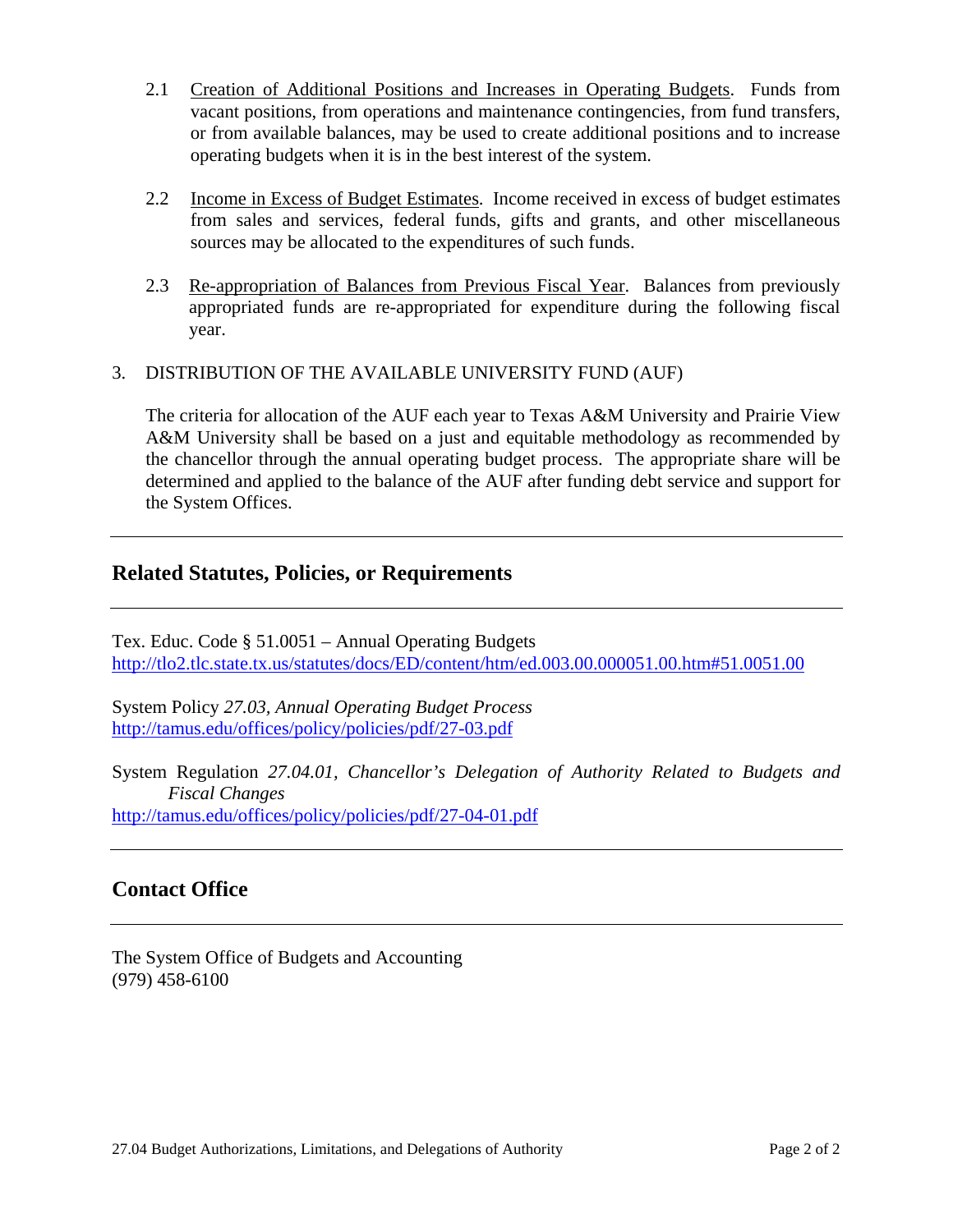2.1 Creation of Additional Positions and Increases in Operating Budgets. Funds from vacant positions, from operations and maintenance contingencies, from fund transfers, or from available balances, may be used to create additional positions and to increase operating budgets when it is in the best interest of the system.

2.2 Income in Excess of Budget Estimates. Income received in excess of budget estimates from sales and services, federal funds, gifts and grants, and other miscellaneous sources may be allocated to the expenditures of such funds.

2.3 Re-appropriation of Balances from Previous Fiscal Year. Balances from previously appropriated funds are re-appropriated for expenditure during the following fiscal year.

3. DISTRIBUTION OF THE AVAILABLE UNIVERSITY FUND (AUF)

The criteria for allocation of the AUF each year to Texas A&M University and Prairie View A&M University shall be based on a just and equitable methodology as recommended by the chancellor through the annual operating budget process. The appropriate share will be determined and applied to the balance of the AUF after funding debt service and support for the System Offices.

---

## Related Statutes, Policies, or Requirements

---

Tex. Educ. Code § 51.0051 – Annual Operating Budgets
http://tlo2.tlc.state.tx.us/statutes/docs/ED/content/htm/ed.003.00.000051.00.htm#51.0051.00

System Policy *27.03, Annual Operating Budget Process*
http://tamus.edu/offices/policy/policies/pdf/27-03.pdf

System Regulation *27.04.01, Chancellor's Delegation of Authority Related to Budgets and Fiscal Changes*
http://tamus.edu/offices/policy/policies/pdf/27-04-01.pdf

---

## Contact Office

---

The System Office of Budgets and Accounting
(979) 458-6100